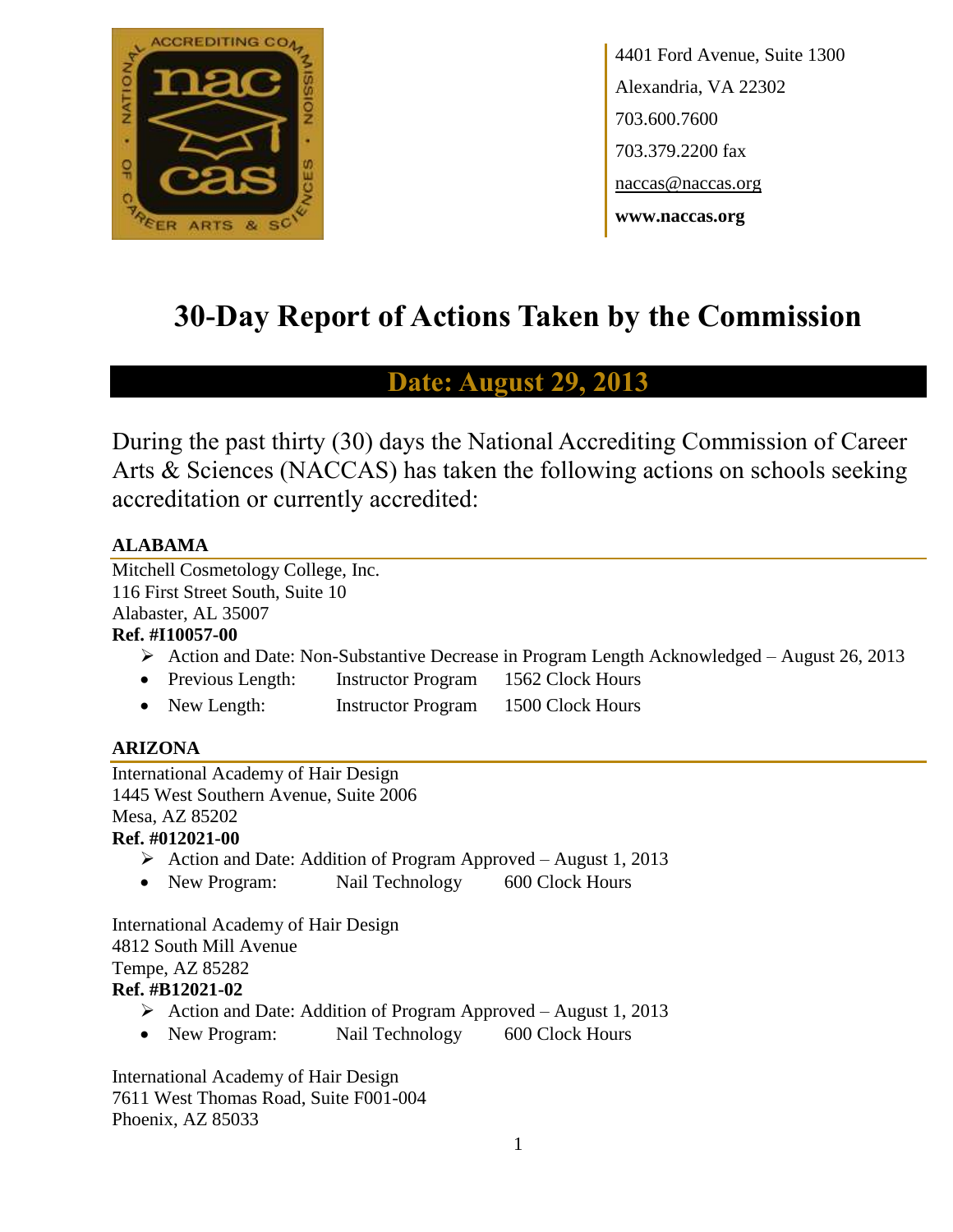4401 Ford Avenue, Suite 1300
Alexandria, VA 22302
703.600.7600
703.379.2200 fax
naccas@naccas.org
**www.naccas.org**

# 30-Day Report of Actions Taken by the Commission

## Date: August 29, 2013

During the past thirty (30) days the National Accrediting Commission of Career Arts & Sciences (NACCAS) has taken the following actions on schools seeking accreditation or currently accredited:

### ALABAMA

Mitchell Cosmetology College, Inc.
116 First Street South, Suite 10
Alabaster, AL 35007
**Ref. #I10057-00**

- Action and Date: Non-Substantive Decrease in Program Length Acknowledged – August 26, 2013
  - Previous Length: Instructor Program 1562 Clock Hours
  - New Length: Instructor Program 1500 Clock Hours

### ARIZONA

International Academy of Hair Design
1445 West Southern Avenue, Suite 2006
Mesa, AZ 85202
**Ref. #012021-00**

- Action and Date: Addition of Program Approved – August 1, 2013
  - New Program: Nail Technology 600 Clock Hours

International Academy of Hair Design
4812 South Mill Avenue
Tempe, AZ 85282
**Ref. #B12021-02**

- Action and Date: Addition of Program Approved – August 1, 2013
  - New Program: Nail Technology 600 Clock Hours

International Academy of Hair Design
7611 West Thomas Road, Suite F001-004
Phoenix, AZ 85033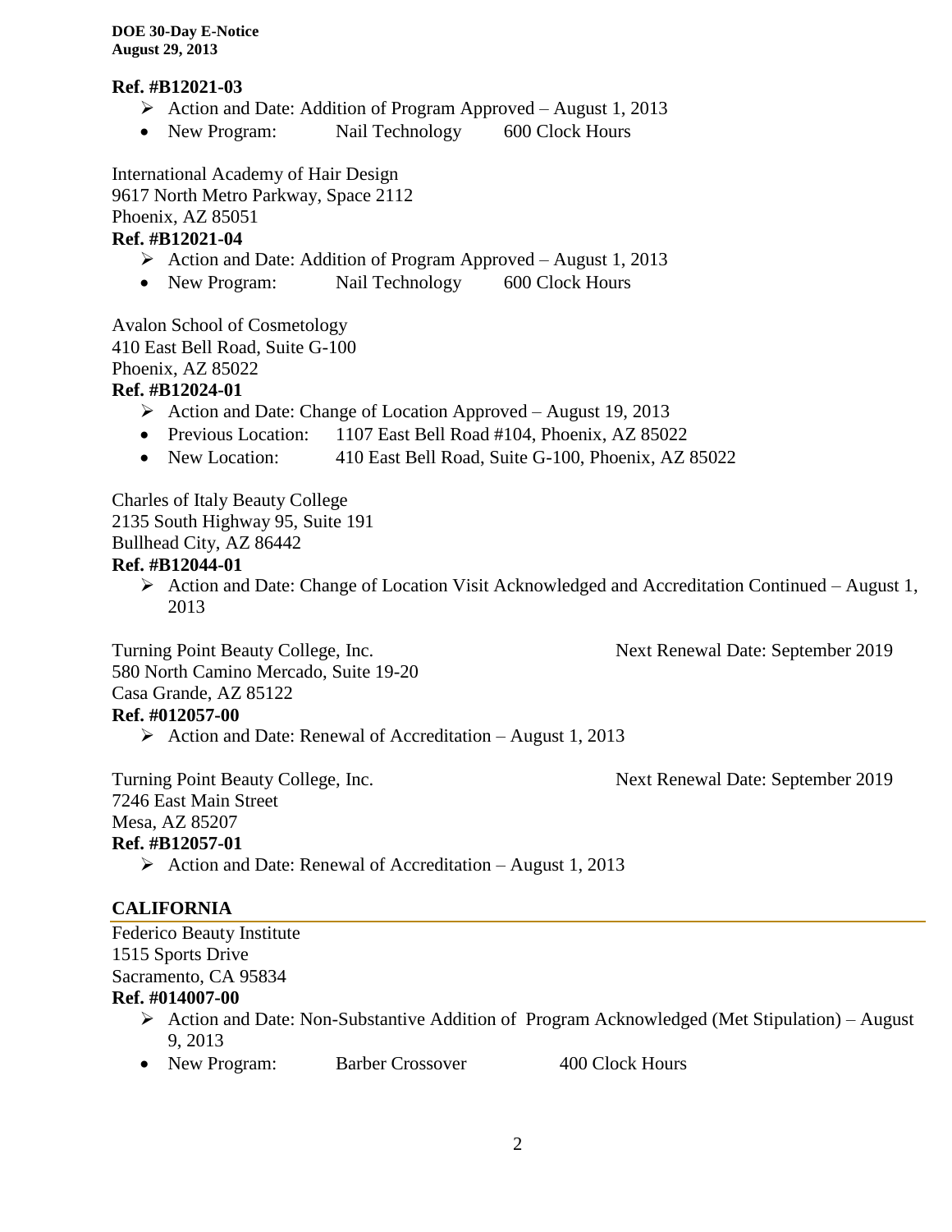**Ref. #B12021-03**

- ➢ Action and Date: Addition of Program Approved – August 1, 2013
- New Program: Nail Technology 600 Clock Hours

International Academy of Hair Design
9617 North Metro Parkway, Space 2112
Phoenix, AZ 85051

**Ref. #B12021-04**

- ➢ Action and Date: Addition of Program Approved – August 1, 2013
- New Program: Nail Technology 600 Clock Hours

Avalon School of Cosmetology
410 East Bell Road, Suite G-100
Phoenix, AZ 85022

**Ref. #B12024-01**

- ➢ Action and Date: Change of Location Approved – August 19, 2013
- Previous Location: 1107 East Bell Road #104, Phoenix, AZ 85022
- New Location: 410 East Bell Road, Suite G-100, Phoenix, AZ 85022

Charles of Italy Beauty College
2135 South Highway 95, Suite 191
Bullhead City, AZ 86442

**Ref. #B12044-01**

- ➢ Action and Date: Change of Location Visit Acknowledged and Accreditation Continued – August 1, 2013

Turning Point Beauty College, Inc. Next Renewal Date: September 2019
580 North Camino Mercado, Suite 19-20
Casa Grande, AZ 85122

**Ref. #012057-00**

- ➢ Action and Date: Renewal of Accreditation – August 1, 2013

Turning Point Beauty College, Inc. Next Renewal Date: September 2019
7246 East Main Street
Mesa, AZ 85207

**Ref. #B12057-01**

- ➢ Action and Date: Renewal of Accreditation – August 1, 2013

## CALIFORNIA

Federico Beauty Institute
1515 Sports Drive
Sacramento, CA 95834

**Ref. #014007-00**

- ➢ Action and Date: Non-Substantive Addition of Program Acknowledged (Met Stipulation) – August 9, 2013
- New Program: Barber Crossover 400 Clock Hours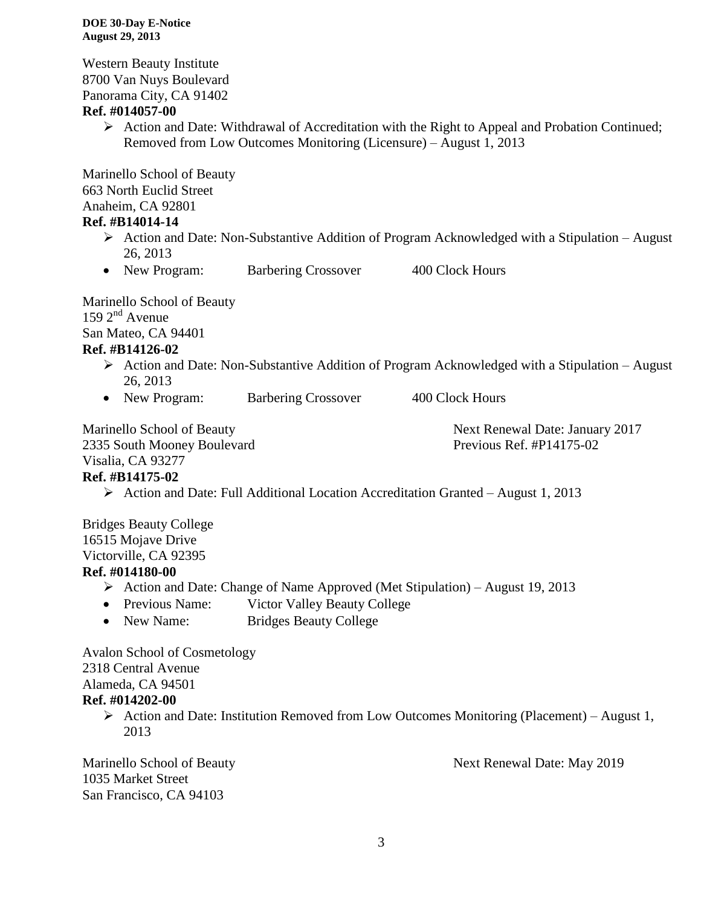Western Beauty Institute
8700 Van Nuys Boulevard
Panorama City, CA 91402
**Ref. #014057-00**

- Action and Date: Withdrawal of Accreditation with the Right to Appeal and Probation Continued; Removed from Low Outcomes Monitoring (Licensure) – August 1, 2013

Marinello School of Beauty
663 North Euclid Street
Anaheim, CA 92801
**Ref. #B14014-14**

- Action and Date: Non-Substantive Addition of Program Acknowledged with a Stipulation – August 26, 2013
- New Program: Barbering Crossover 400 Clock Hours

Marinello School of Beauty
159 2nd Avenue
San Mateo, CA 94401
**Ref. #B14126-02**

- Action and Date: Non-Substantive Addition of Program Acknowledged with a Stipulation – August 26, 2013
- New Program: Barbering Crossover 400 Clock Hours

Marinello School of Beauty
2335 South Mooney Boulevard
Visalia, CA 93277
**Ref. #B14175-02**

Next Renewal Date: January 2017
Previous Ref. #P14175-02

- Action and Date: Full Additional Location Accreditation Granted – August 1, 2013

Bridges Beauty College
16515 Mojave Drive
Victorville, CA 92395
**Ref. #014180-00**

- Action and Date: Change of Name Approved (Met Stipulation) – August 19, 2013
- Previous Name: Victor Valley Beauty College
- New Name: Bridges Beauty College

Avalon School of Cosmetology
2318 Central Avenue
Alameda, CA 94501
**Ref. #014202-00**

- Action and Date: Institution Removed from Low Outcomes Monitoring (Placement) – August 1, 2013

Marinello School of Beauty
1035 Market Street
San Francisco, CA 94103

Next Renewal Date: May 2019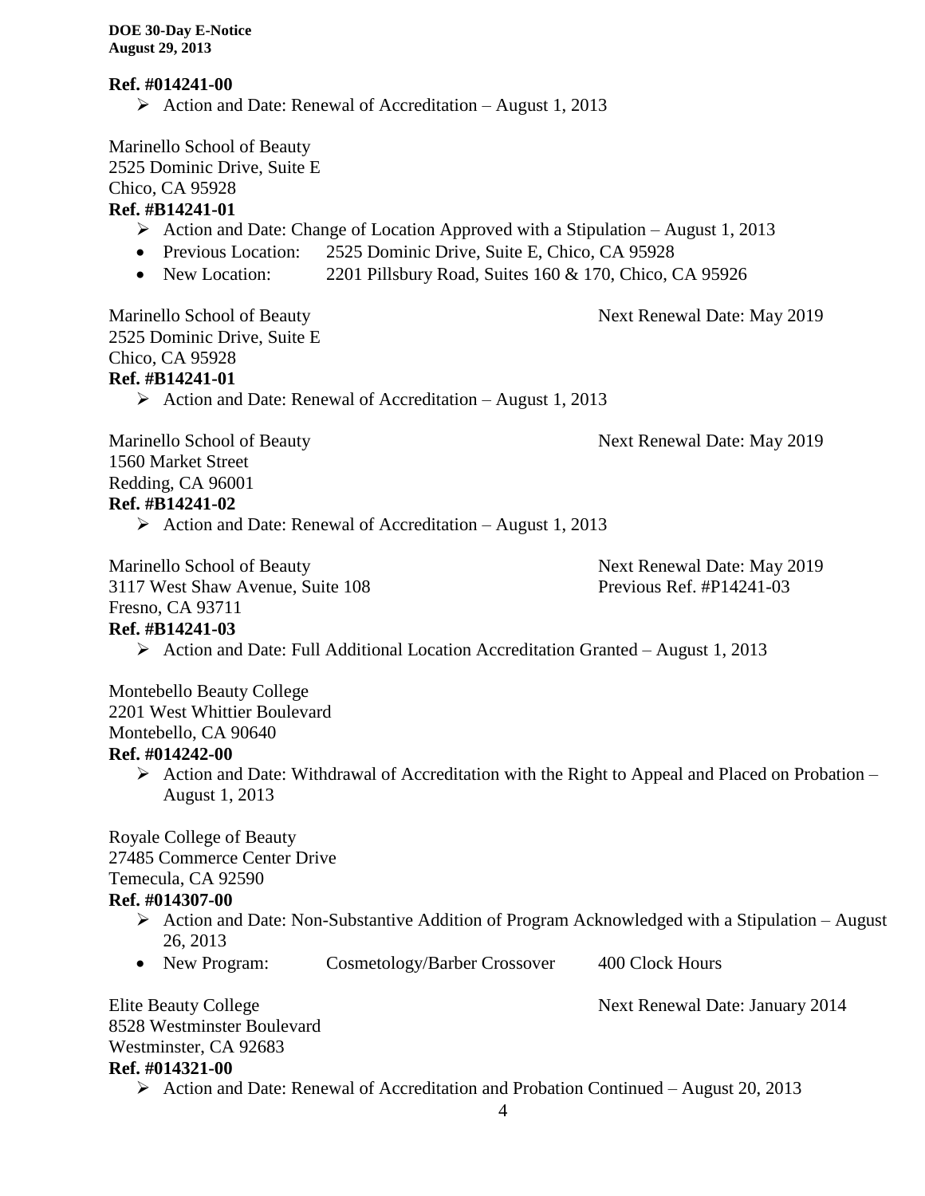**Ref. #014241-00**

- Action and Date: Renewal of Accreditation – August 1, 2013

Marinello School of Beauty
2525 Dominic Drive, Suite E
Chico, CA 95928
**Ref. #B14241-01**

- Action and Date: Change of Location Approved with a Stipulation – August 1, 2013
- Previous Location: 2525 Dominic Drive, Suite E, Chico, CA 95928
- New Location: 2201 Pillsbury Road, Suites 160 & 170, Chico, CA 95926

Marinello School of Beauty — Next Renewal Date: May 2019
2525 Dominic Drive, Suite E
Chico, CA 95928
**Ref. #B14241-01**

- Action and Date: Renewal of Accreditation – August 1, 2013

Marinello School of Beauty — Next Renewal Date: May 2019
1560 Market Street
Redding, CA 96001
**Ref. #B14241-02**

- Action and Date: Renewal of Accreditation – August 1, 2013

Marinello School of Beauty — Next Renewal Date: May 2019
3117 West Shaw Avenue, Suite 108 — Previous Ref. #P14241-03
Fresno, CA 93711
**Ref. #B14241-03**

- Action and Date: Full Additional Location Accreditation Granted – August 1, 2013

Montebello Beauty College
2201 West Whittier Boulevard
Montebello, CA 90640
**Ref. #014242-00**

- Action and Date: Withdrawal of Accreditation with the Right to Appeal and Placed on Probation – August 1, 2013

Royale College of Beauty
27485 Commerce Center Drive
Temecula, CA 92590
**Ref. #014307-00**

- Action and Date: Non-Substantive Addition of Program Acknowledged with a Stipulation – August 26, 2013
- New Program: Cosmetology/Barber Crossover 400 Clock Hours

Elite Beauty College — Next Renewal Date: January 2014
8528 Westminster Boulevard
Westminster, CA 92683
**Ref. #014321-00**

- Action and Date: Renewal of Accreditation and Probation Continued – August 20, 2013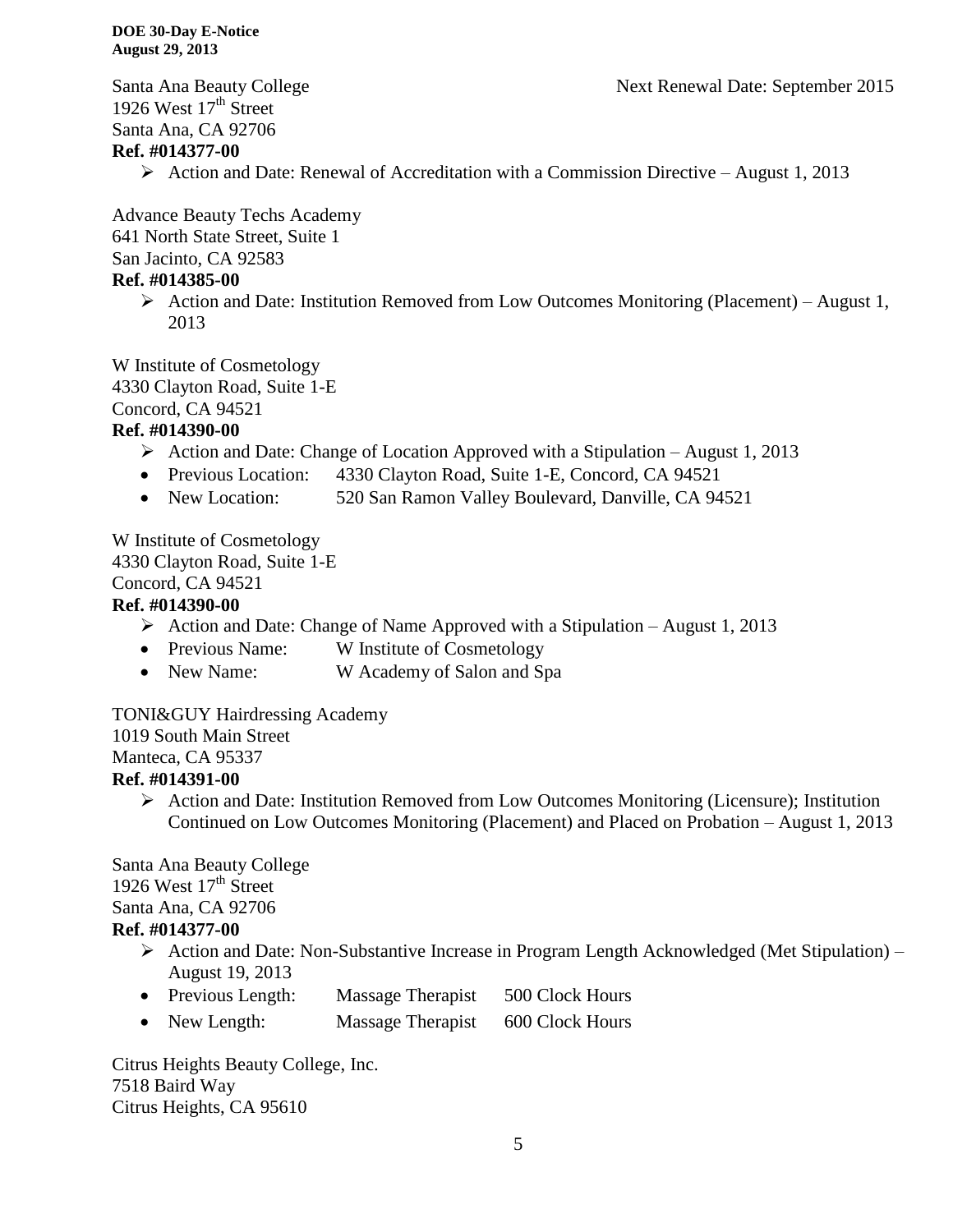Santa Ana Beauty College Next Renewal Date: September 2015
1926 West 17th Street
Santa Ana, CA 92706
**Ref. #014377-00**

- Action and Date: Renewal of Accreditation with a Commission Directive – August 1, 2013

Advance Beauty Techs Academy
641 North State Street, Suite 1
San Jacinto, CA 92583
**Ref. #014385-00**

- Action and Date: Institution Removed from Low Outcomes Monitoring (Placement) – August 1, 2013

W Institute of Cosmetology
4330 Clayton Road, Suite 1-E
Concord, CA 94521
**Ref. #014390-00**

- Action and Date: Change of Location Approved with a Stipulation – August 1, 2013
- Previous Location: 4330 Clayton Road, Suite 1-E, Concord, CA 94521
- New Location: 520 San Ramon Valley Boulevard, Danville, CA 94521

W Institute of Cosmetology
4330 Clayton Road, Suite 1-E
Concord, CA 94521
**Ref. #014390-00**

- Action and Date: Change of Name Approved with a Stipulation – August 1, 2013
- Previous Name: W Institute of Cosmetology
- New Name: W Academy of Salon and Spa

TONI&GUY Hairdressing Academy
1019 South Main Street
Manteca, CA 95337
**Ref. #014391-00**

- Action and Date: Institution Removed from Low Outcomes Monitoring (Licensure); Institution Continued on Low Outcomes Monitoring (Placement) and Placed on Probation – August 1, 2013

Santa Ana Beauty College
1926 West 17th Street
Santa Ana, CA 92706
**Ref. #014377-00**

- Action and Date: Non-Substantive Increase in Program Length Acknowledged (Met Stipulation) – August 19, 2013
- Previous Length: Massage Therapist 500 Clock Hours
- New Length: Massage Therapist 600 Clock Hours

Citrus Heights Beauty College, Inc.
7518 Baird Way
Citrus Heights, CA 95610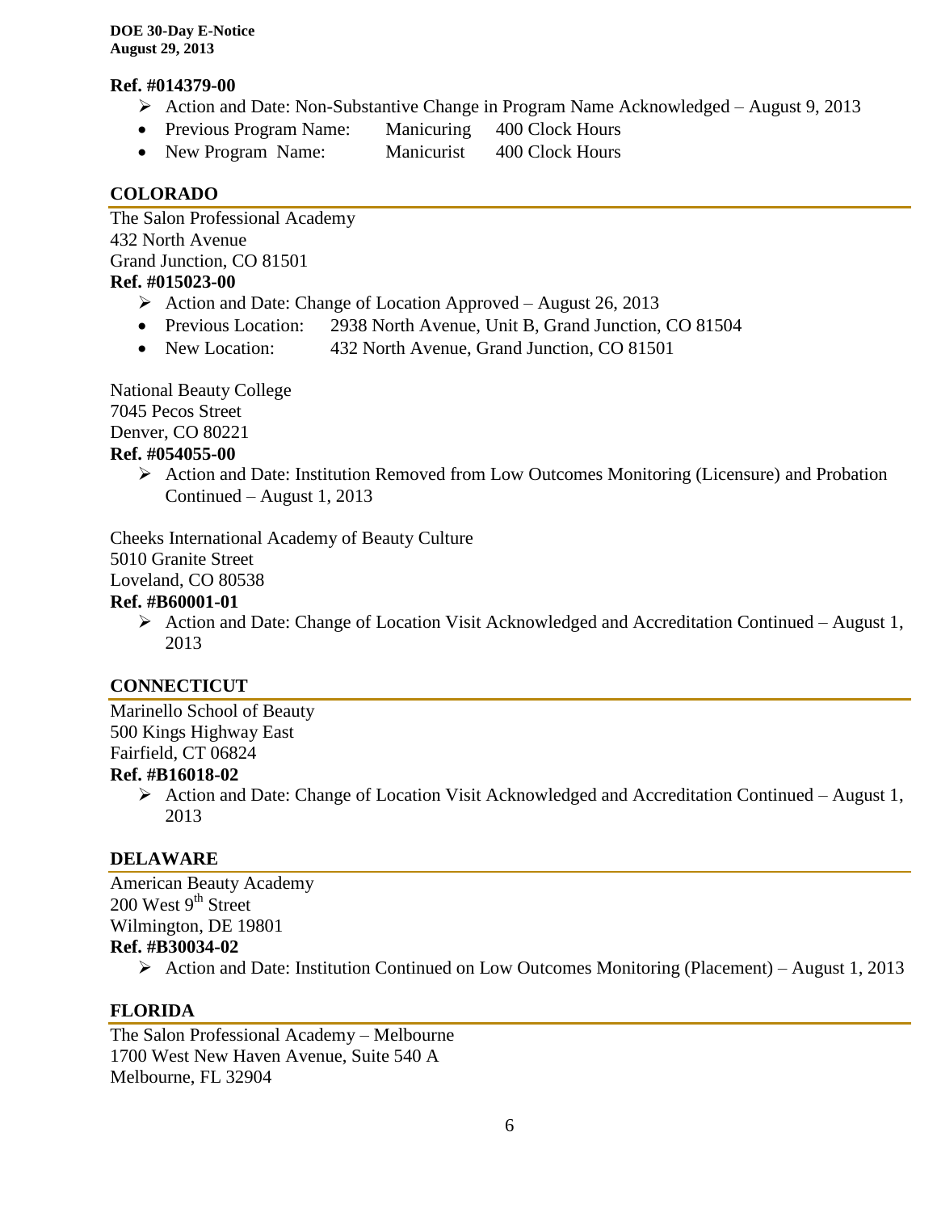**Ref. #014379-00**

- Action and Date: Non-Substantive Change in Program Name Acknowledged – August 9, 2013
- Previous Program Name: Manicuring 400 Clock Hours
- New Program Name: Manicurist 400 Clock Hours

## COLORADO

The Salon Professional Academy
432 North Avenue
Grand Junction, CO 81501

**Ref. #015023-00**

- Action and Date: Change of Location Approved – August 26, 2013
- Previous Location: 2938 North Avenue, Unit B, Grand Junction, CO 81504
- New Location: 432 North Avenue, Grand Junction, CO 81501

National Beauty College
7045 Pecos Street
Denver, CO 80221

**Ref. #054055-00**

- Action and Date: Institution Removed from Low Outcomes Monitoring (Licensure) and Probation Continued – August 1, 2013

Cheeks International Academy of Beauty Culture
5010 Granite Street
Loveland, CO 80538

**Ref. #B60001-01**

- Action and Date: Change of Location Visit Acknowledged and Accreditation Continued – August 1, 2013

## CONNECTICUT

Marinello School of Beauty
500 Kings Highway East
Fairfield, CT 06824

**Ref. #B16018-02**

- Action and Date: Change of Location Visit Acknowledged and Accreditation Continued – August 1, 2013

## DELAWARE

American Beauty Academy
200 West 9th Street
Wilmington, DE 19801

**Ref. #B30034-02**

- Action and Date: Institution Continued on Low Outcomes Monitoring (Placement) – August 1, 2013

## FLORIDA

The Salon Professional Academy – Melbourne
1700 West New Haven Avenue, Suite 540 A
Melbourne, FL 32904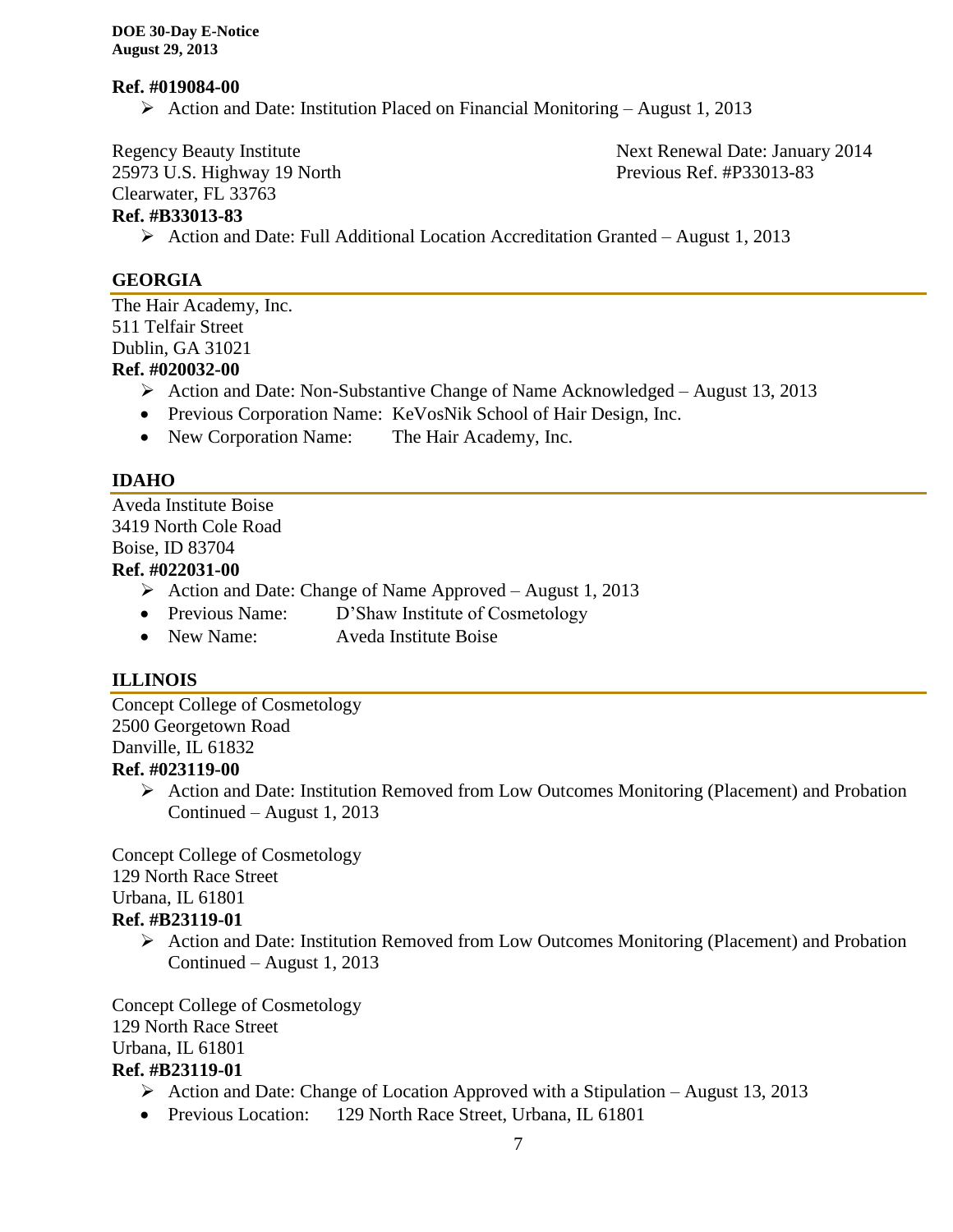**Ref. #019084-00**

- ➢ Action and Date: Institution Placed on Financial Monitoring – August 1, 2013

Regency Beauty Institute
25973 U.S. Highway 19 North
Clearwater, FL 33763

Next Renewal Date: January 2014
Previous Ref. #P33013-83

**Ref. #B33013-83**

- ➢ Action and Date: Full Additional Location Accreditation Granted – August 1, 2013

## GEORGIA

The Hair Academy, Inc.
511 Telfair Street
Dublin, GA 31021

**Ref. #020032-00**

- ➢ Action and Date: Non-Substantive Change of Name Acknowledged – August 13, 2013
- Previous Corporation Name: KeVosNik School of Hair Design, Inc.
- New Corporation Name: The Hair Academy, Inc.

## IDAHO

Aveda Institute Boise
3419 North Cole Road
Boise, ID 83704

**Ref. #022031-00**

- ➢ Action and Date: Change of Name Approved – August 1, 2013
- Previous Name: D'Shaw Institute of Cosmetology
- New Name: Aveda Institute Boise

## ILLINOIS

Concept College of Cosmetology
2500 Georgetown Road
Danville, IL 61832

**Ref. #023119-00**

- ➢ Action and Date: Institution Removed from Low Outcomes Monitoring (Placement) and Probation Continued – August 1, 2013

Concept College of Cosmetology
129 North Race Street
Urbana, IL 61801

**Ref. #B23119-01**

- ➢ Action and Date: Institution Removed from Low Outcomes Monitoring (Placement) and Probation Continued – August 1, 2013

Concept College of Cosmetology
129 North Race Street
Urbana, IL 61801

**Ref. #B23119-01**

- ➢ Action and Date: Change of Location Approved with a Stipulation – August 13, 2013
- Previous Location: 129 North Race Street, Urbana, IL 61801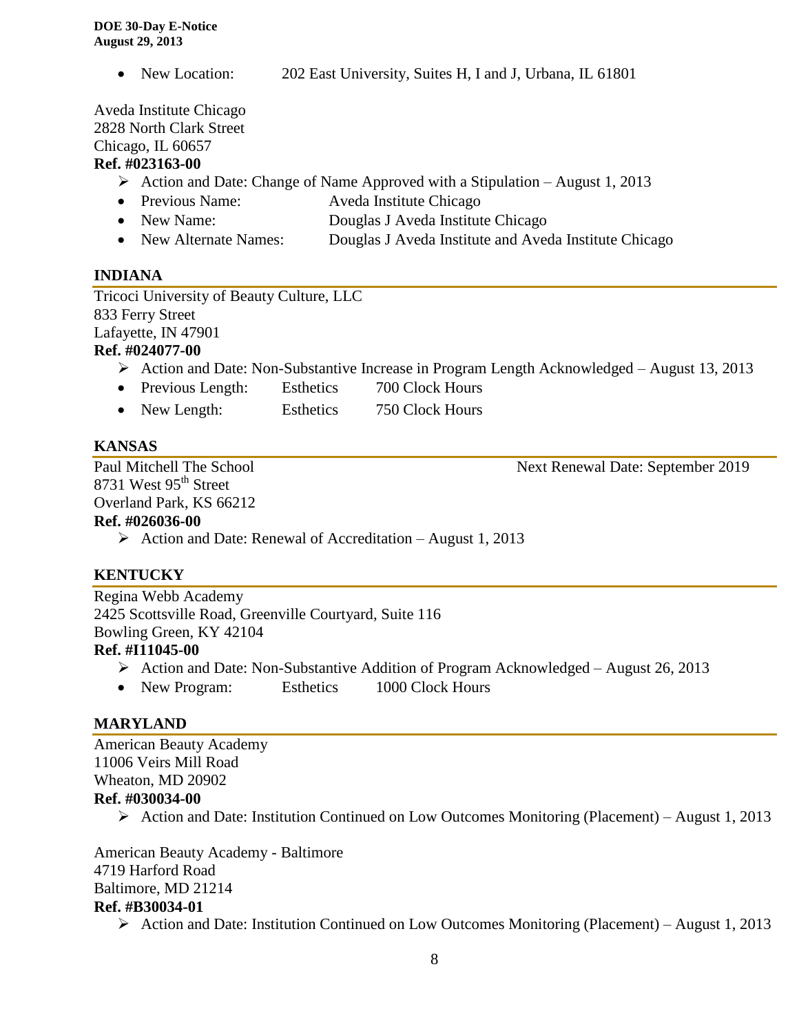- New Location: 202 East University, Suites H, I and J, Urbana, IL 61801

Aveda Institute Chicago
2828 North Clark Street
Chicago, IL 60657
**Ref. #023163-00**

- Action and Date: Change of Name Approved with a Stipulation – August 1, 2013
- Previous Name: Aveda Institute Chicago
- New Name: Douglas J Aveda Institute Chicago
- New Alternate Names: Douglas J Aveda Institute and Aveda Institute Chicago

## INDIANA

Tricoci University of Beauty Culture, LLC
833 Ferry Street
Lafayette, IN 47901
**Ref. #024077-00**

- Action and Date: Non-Substantive Increase in Program Length Acknowledged – August 13, 2013
- Previous Length: Esthetics 700 Clock Hours
- New Length: Esthetics 750 Clock Hours

## KANSAS

Paul Mitchell The School — Next Renewal Date: September 2019
8731 West 95th Street
Overland Park, KS 66212
**Ref. #026036-00**

- Action and Date: Renewal of Accreditation – August 1, 2013

## KENTUCKY

Regina Webb Academy
2425 Scottsville Road, Greenville Courtyard, Suite 116
Bowling Green, KY 42104
**Ref. #I11045-00**

- Action and Date: Non-Substantive Addition of Program Acknowledged – August 26, 2013
- New Program: Esthetics 1000 Clock Hours

## MARYLAND

American Beauty Academy
11006 Veirs Mill Road
Wheaton, MD 20902
**Ref. #030034-00**

- Action and Date: Institution Continued on Low Outcomes Monitoring (Placement) – August 1, 2013

American Beauty Academy - Baltimore
4719 Harford Road
Baltimore, MD 21214
**Ref. #B30034-01**

- Action and Date: Institution Continued on Low Outcomes Monitoring (Placement) – August 1, 2013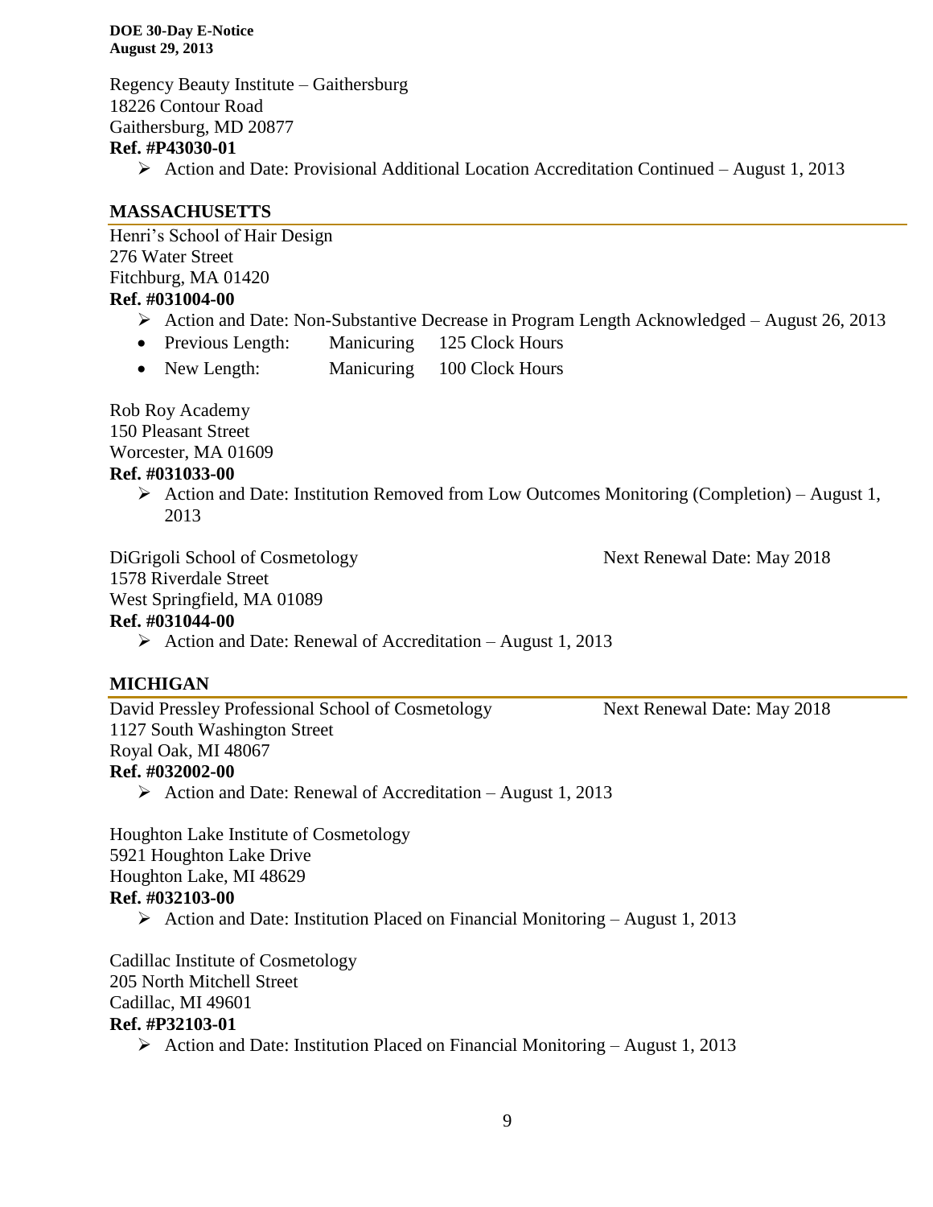Regency Beauty Institute – Gaithersburg
18226 Contour Road
Gaithersburg, MD 20877
**Ref. #P43030-01**

- Action and Date: Provisional Additional Location Accreditation Continued – August 1, 2013

## MASSACHUSETTS

Henri's School of Hair Design
276 Water Street
Fitchburg, MA 01420
**Ref. #031004-00**

- Action and Date: Non-Substantive Decrease in Program Length Acknowledged – August 26, 2013
- Previous Length: Manicuring 125 Clock Hours
- New Length: Manicuring 100 Clock Hours

Rob Roy Academy
150 Pleasant Street
Worcester, MA 01609
**Ref. #031033-00**

- Action and Date: Institution Removed from Low Outcomes Monitoring (Completion) – August 1, 2013

DiGrigoli School of Cosmetology — Next Renewal Date: May 2018
1578 Riverdale Street
West Springfield, MA 01089
**Ref. #031044-00**

- Action and Date: Renewal of Accreditation – August 1, 2013

## MICHIGAN

David Pressley Professional School of Cosmetology — Next Renewal Date: May 2018
1127 South Washington Street
Royal Oak, MI 48067
**Ref. #032002-00**

- Action and Date: Renewal of Accreditation – August 1, 2013

Houghton Lake Institute of Cosmetology
5921 Houghton Lake Drive
Houghton Lake, MI 48629
**Ref. #032103-00**

- Action and Date: Institution Placed on Financial Monitoring – August 1, 2013

Cadillac Institute of Cosmetology
205 North Mitchell Street
Cadillac, MI 49601
**Ref. #P32103-01**

- Action and Date: Institution Placed on Financial Monitoring – August 1, 2013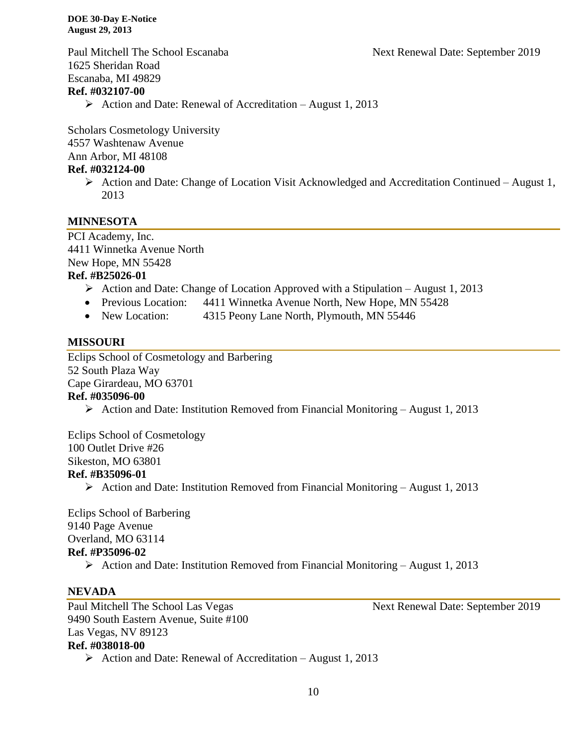Paul Mitchell The School Escanaba — Next Renewal Date: September 2019
1625 Sheridan Road
Escanaba, MI 49829
**Ref. #032107-00**

- Action and Date: Renewal of Accreditation – August 1, 2013

Scholars Cosmetology University
4557 Washtenaw Avenue
Ann Arbor, MI 48108
**Ref. #032124-00**

- Action and Date: Change of Location Visit Acknowledged and Accreditation Continued – August 1, 2013

## MINNESOTA

PCI Academy, Inc.
4411 Winnetka Avenue North
New Hope, MN 55428
**Ref. #B25026-01**

- Action and Date: Change of Location Approved with a Stipulation – August 1, 2013
- Previous Location: 4411 Winnetka Avenue North, New Hope, MN 55428
- New Location: 4315 Peony Lane North, Plymouth, MN 55446

## MISSOURI

Eclips School of Cosmetology and Barbering
52 South Plaza Way
Cape Girardeau, MO 63701
**Ref. #035096-00**

- Action and Date: Institution Removed from Financial Monitoring – August 1, 2013

Eclips School of Cosmetology
100 Outlet Drive #26
Sikeston, MO 63801
**Ref. #B35096-01**

- Action and Date: Institution Removed from Financial Monitoring – August 1, 2013

Eclips School of Barbering
9140 Page Avenue
Overland, MO 63114
**Ref. #P35096-02**

- Action and Date: Institution Removed from Financial Monitoring – August 1, 2013

## NEVADA

Paul Mitchell The School Las Vegas — Next Renewal Date: September 2019
9490 South Eastern Avenue, Suite #100
Las Vegas, NV 89123
**Ref. #038018-00**

- Action and Date: Renewal of Accreditation – August 1, 2013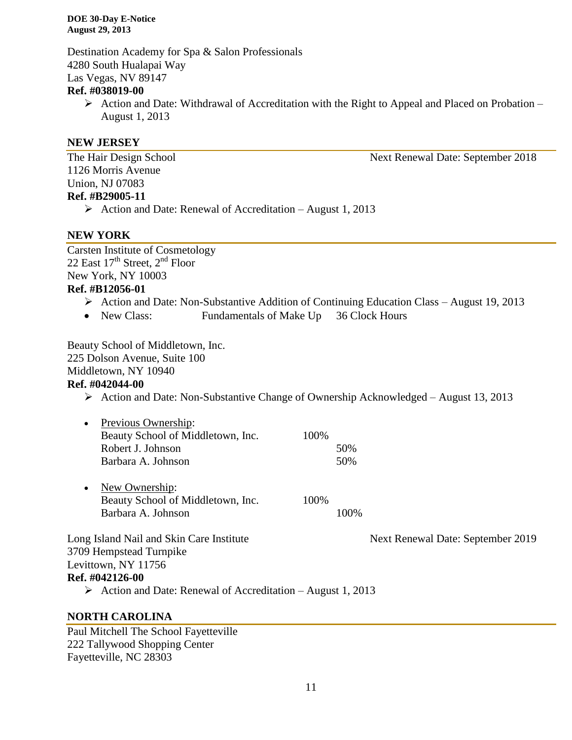Destination Academy for Spa & Salon Professionals
4280 South Hualapai Way
Las Vegas, NV 89147
**Ref. #038019-00**

- Action and Date: Withdrawal of Accreditation with the Right to Appeal and Placed on Probation – August 1, 2013

## NEW JERSEY

The Hair Design School — Next Renewal Date: September 2018
1126 Morris Avenue
Union, NJ 07083
**Ref. #B29005-11**

- Action and Date: Renewal of Accreditation – August 1, 2013

## NEW YORK

Carsten Institute of Cosmetology
22 East 17th Street, 2nd Floor
New York, NY 10003
**Ref. #B12056-01**

- Action and Date: Non-Substantive Addition of Continuing Education Class – August 19, 2013
- New Class: Fundamentals of Make Up 36 Clock Hours

Beauty School of Middletown, Inc.
225 Dolson Avenue, Suite 100
Middletown, NY 10940
**Ref. #042044-00**

- Action and Date: Non-Substantive Change of Ownership Acknowledged – August 13, 2013

- Previous Ownership:

| | | |
|---|---|---|
| Beauty School of Middletown, Inc. | 100% | |
| Robert J. Johnson | | 50% |
| Barbara A. Johnson | | 50% |

- New Ownership:

| | | |
|---|---|---|
| Beauty School of Middletown, Inc. | 100% | |
| Barbara A. Johnson | | 100% |

Long Island Nail and Skin Care Institute — Next Renewal Date: September 2019
3709 Hempstead Turnpike
Levittown, NY 11756
**Ref. #042126-00**

- Action and Date: Renewal of Accreditation – August 1, 2013

## NORTH CAROLINA

Paul Mitchell The School Fayetteville
222 Tallywood Shopping Center
Fayetteville, NC 28303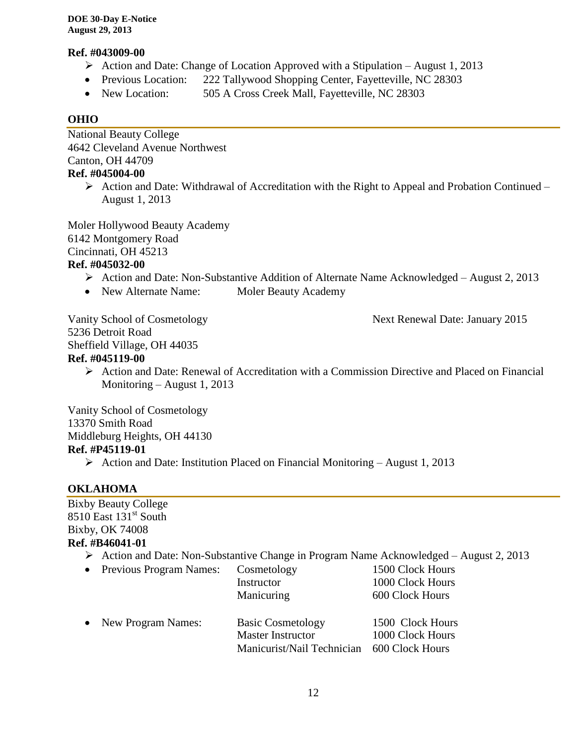**Ref. #043009-00**

- Action and Date: Change of Location Approved with a Stipulation – August 1, 2013
- Previous Location: 222 Tallywood Shopping Center, Fayetteville, NC 28303
- New Location: 505 A Cross Creek Mall, Fayetteville, NC 28303

## OHIO

National Beauty College
4642 Cleveland Avenue Northwest
Canton, OH 44709

**Ref. #045004-00**

- Action and Date: Withdrawal of Accreditation with the Right to Appeal and Probation Continued – August 1, 2013

Moler Hollywood Beauty Academy
6142 Montgomery Road
Cincinnati, OH 45213

**Ref. #045032-00**

- Action and Date: Non-Substantive Addition of Alternate Name Acknowledged – August 2, 2013
- New Alternate Name: Moler Beauty Academy

Vanity School of Cosmetology — Next Renewal Date: January 2015
5236 Detroit Road
Sheffield Village, OH 44035

**Ref. #045119-00**

- Action and Date: Renewal of Accreditation with a Commission Directive and Placed on Financial Monitoring – August 1, 2013

Vanity School of Cosmetology
13370 Smith Road
Middleburg Heights, OH 44130

**Ref. #P45119-01**

- Action and Date: Institution Placed on Financial Monitoring – August 1, 2013

## OKLAHOMA

Bixby Beauty College
8510 East 131st South
Bixby, OK 74008

**Ref. #B46041-01**

- Action and Date: Non-Substantive Change in Program Name Acknowledged – August 2, 2013
- Previous Program Names:
  - Cosmetology — 1500 Clock Hours
  - Instructor — 1000 Clock Hours
  - Manicuring — 600 Clock Hours
- New Program Names:
  - Basic Cosmetology — 1500 Clock Hours
  - Master Instructor — 1000 Clock Hours
  - Manicurist/Nail Technician — 600 Clock Hours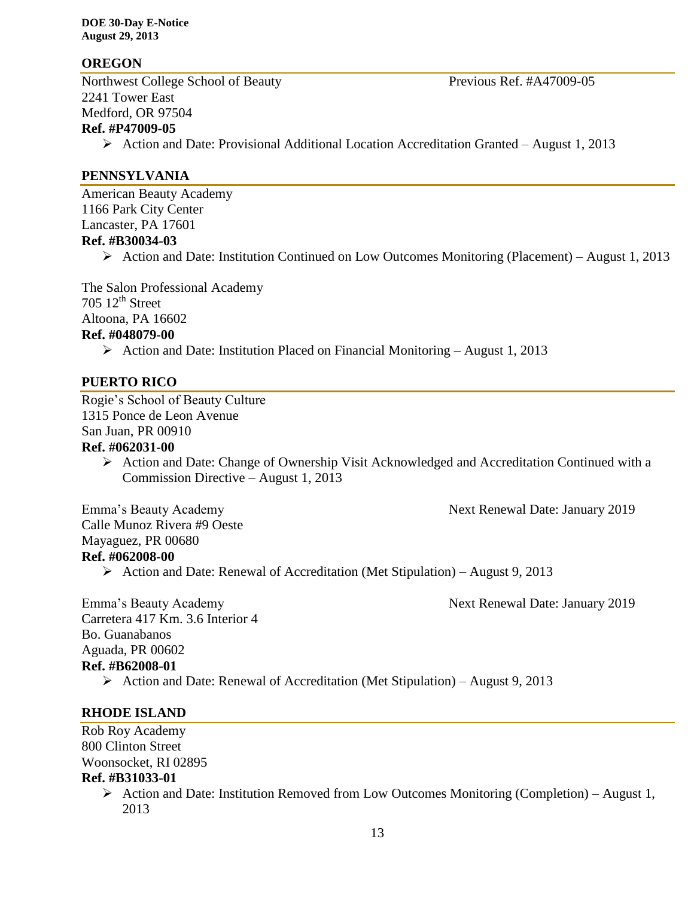## OREGON

Northwest College School of Beauty — Previous Ref. #A47009-05
2241 Tower East
Medford, OR 97504
**Ref. #P47009-05**

- Action and Date: Provisional Additional Location Accreditation Granted – August 1, 2013

## PENNSYLVANIA

American Beauty Academy
1166 Park City Center
Lancaster, PA 17601
**Ref. #B30034-03**

- Action and Date: Institution Continued on Low Outcomes Monitoring (Placement) – August 1, 2013

The Salon Professional Academy
705 12th Street
Altoona, PA 16602
**Ref. #048079-00**

- Action and Date: Institution Placed on Financial Monitoring – August 1, 2013

## PUERTO RICO

Rogie's School of Beauty Culture
1315 Ponce de Leon Avenue
San Juan, PR 00910
**Ref. #062031-00**

- Action and Date: Change of Ownership Visit Acknowledged and Accreditation Continued with a Commission Directive – August 1, 2013

Emma's Beauty Academy — Next Renewal Date: January 2019
Calle Munoz Rivera #9 Oeste
Mayaguez, PR 00680
**Ref. #062008-00**

- Action and Date: Renewal of Accreditation (Met Stipulation) – August 9, 2013

Emma's Beauty Academy — Next Renewal Date: January 2019
Carretera 417 Km. 3.6 Interior 4
Bo. Guanabanos
Aguada, PR 00602
**Ref. #B62008-01**

- Action and Date: Renewal of Accreditation (Met Stipulation) – August 9, 2013

## RHODE ISLAND

Rob Roy Academy
800 Clinton Street
Woonsocket, RI 02895
**Ref. #B31033-01**

- Action and Date: Institution Removed from Low Outcomes Monitoring (Completion) – August 1, 2013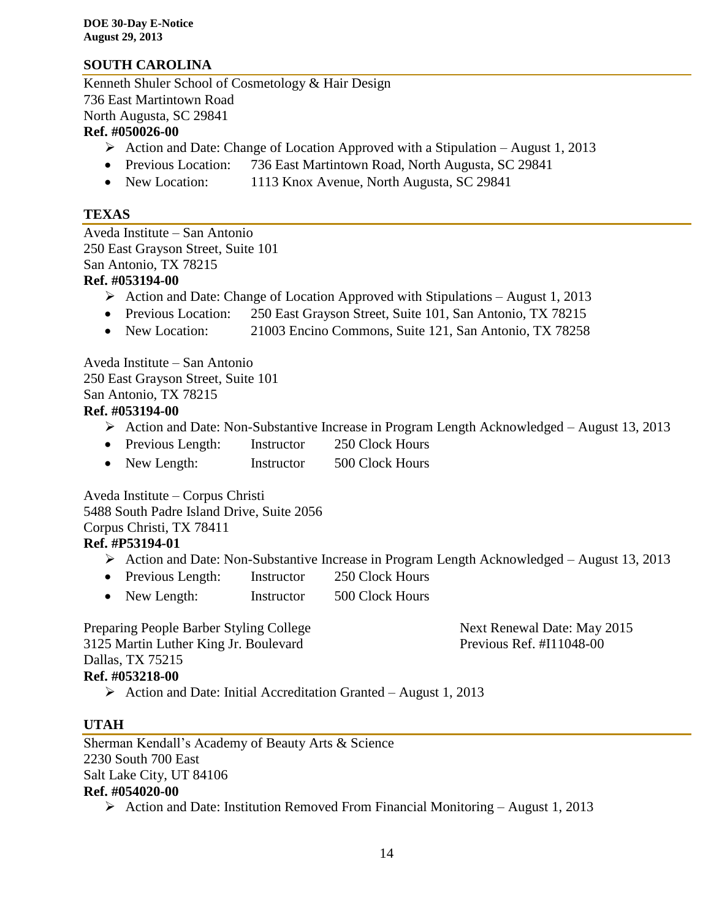## SOUTH CAROLINA

Kenneth Shuler School of Cosmetology & Hair Design
736 East Martintown Road
North Augusta, SC 29841
**Ref. #050026-00**

- Action and Date: Change of Location Approved with a Stipulation – August 1, 2013
- Previous Location: 736 East Martintown Road, North Augusta, SC 29841
- New Location: 1113 Knox Avenue, North Augusta, SC 29841

## TEXAS

Aveda Institute – San Antonio
250 East Grayson Street, Suite 101
San Antonio, TX 78215
**Ref. #053194-00**

- Action and Date: Change of Location Approved with Stipulations – August 1, 2013
- Previous Location: 250 East Grayson Street, Suite 101, San Antonio, TX 78215
- New Location: 21003 Encino Commons, Suite 121, San Antonio, TX 78258

Aveda Institute – San Antonio
250 East Grayson Street, Suite 101
San Antonio, TX 78215
**Ref. #053194-00**

- Action and Date: Non-Substantive Increase in Program Length Acknowledged – August 13, 2013
- Previous Length: Instructor 250 Clock Hours
- New Length: Instructor 500 Clock Hours

Aveda Institute – Corpus Christi
5488 South Padre Island Drive, Suite 2056
Corpus Christi, TX 78411
**Ref. #P53194-01**

- Action and Date: Non-Substantive Increase in Program Length Acknowledged – August 13, 2013
- Previous Length: Instructor 250 Clock Hours
- New Length: Instructor 500 Clock Hours

Preparing People Barber Styling College
3125 Martin Luther King Jr. Boulevard
Dallas, TX 75215
**Ref. #053218-00**

Next Renewal Date: May 2015
Previous Ref. #I11048-00

- Action and Date: Initial Accreditation Granted – August 1, 2013

## UTAH

Sherman Kendall's Academy of Beauty Arts & Science
2230 South 700 East
Salt Lake City, UT 84106
**Ref. #054020-00**

- Action and Date: Institution Removed From Financial Monitoring – August 1, 2013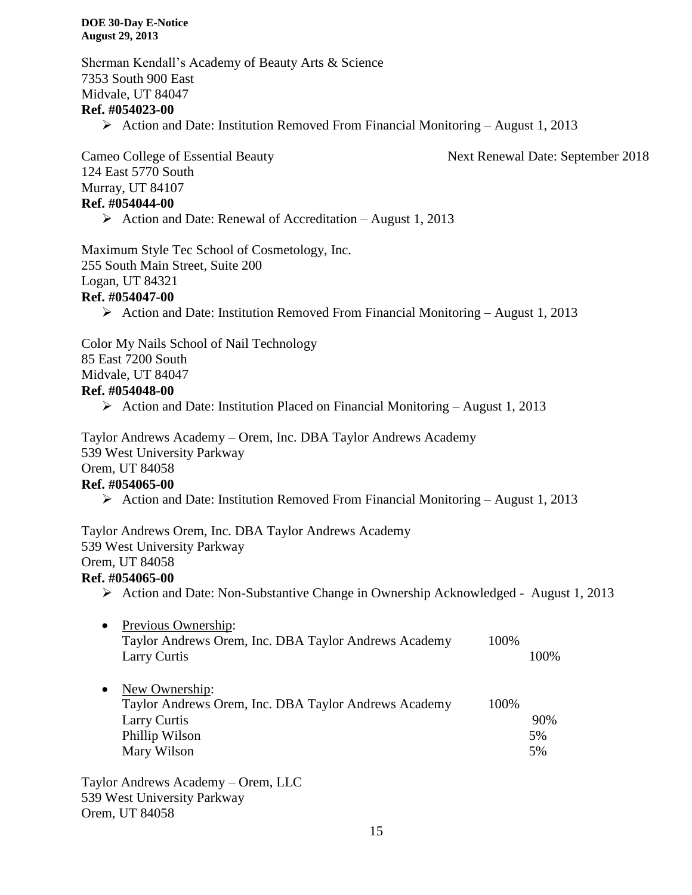Sherman Kendall's Academy of Beauty Arts & Science
7353 South 900 East
Midvale, UT 84047
**Ref. #054023-00**

- Action and Date: Institution Removed From Financial Monitoring – August 1, 2013

Cameo College of Essential Beauty — Next Renewal Date: September 2018
124 East 5770 South
Murray, UT 84107
**Ref. #054044-00**

- Action and Date: Renewal of Accreditation – August 1, 2013

Maximum Style Tec School of Cosmetology, Inc.
255 South Main Street, Suite 200
Logan, UT 84321
**Ref. #054047-00**

- Action and Date: Institution Removed From Financial Monitoring – August 1, 2013

Color My Nails School of Nail Technology
85 East 7200 South
Midvale, UT 84047
**Ref. #054048-00**

- Action and Date: Institution Placed on Financial Monitoring – August 1, 2013

Taylor Andrews Academy – Orem, Inc. DBA Taylor Andrews Academy
539 West University Parkway
Orem, UT 84058
**Ref. #054065-00**

- Action and Date: Institution Removed From Financial Monitoring – August 1, 2013

Taylor Andrews Orem, Inc. DBA Taylor Andrews Academy
539 West University Parkway
Orem, UT 84058
**Ref. #054065-00**

- Action and Date: Non-Substantive Change in Ownership Acknowledged - August 1, 2013

- Previous Ownership:

| | | |
|---|---|---|
| Taylor Andrews Orem, Inc. DBA Taylor Andrews Academy | 100% | |
| Larry Curtis | | 100% |

- New Ownership:

| | | |
|---|---|---|
| Taylor Andrews Orem, Inc. DBA Taylor Andrews Academy | 100% | |
| Larry Curtis | | 90% |
| Phillip Wilson | | 5% |
| Mary Wilson | | 5% |

Taylor Andrews Academy – Orem, LLC
539 West University Parkway
Orem, UT 84058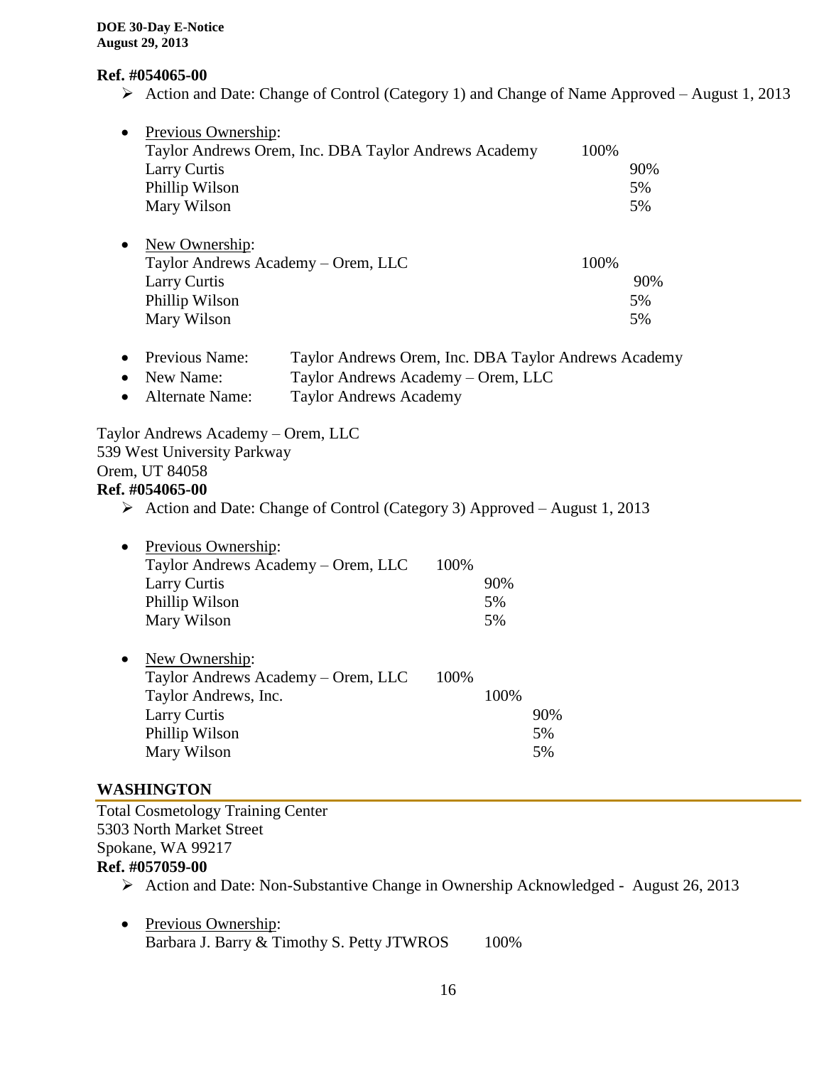**Ref. #054065-00**

- Action and Date: Change of Control (Category 1) and Change of Name Approved – August 1, 2013

- Previous Ownership:

| | | |
|---|---|---|
| Taylor Andrews Orem, Inc. DBA Taylor Andrews Academy | 100% | |
| Larry Curtis | | 90% |
| Phillip Wilson | | 5% |
| Mary Wilson | | 5% |

- New Ownership:

| | | |
|---|---|---|
| Taylor Andrews Academy – Orem, LLC | 100% | |
| Larry Curtis | | 90% |
| Phillip Wilson | | 5% |
| Mary Wilson | | 5% |

- Previous Name: Taylor Andrews Orem, Inc. DBA Taylor Andrews Academy
- New Name: Taylor Andrews Academy – Orem, LLC
- Alternate Name: Taylor Andrews Academy

Taylor Andrews Academy – Orem, LLC
539 West University Parkway
Orem, UT 84058
**Ref. #054065-00**

- Action and Date: Change of Control (Category 3) Approved – August 1, 2013

- Previous Ownership:

| | | |
|---|---|---|
| Taylor Andrews Academy – Orem, LLC | 100% | |
| Larry Curtis | | 90% |
| Phillip Wilson | | 5% |
| Mary Wilson | | 5% |

- New Ownership:

| | | | |
|---|---|---|---|
| Taylor Andrews Academy – Orem, LLC | 100% | | |
| Taylor Andrews, Inc. | | 100% | |
| Larry Curtis | | | 90% |
| Phillip Wilson | | | 5% |
| Mary Wilson | | | 5% |

## WASHINGTON

Total Cosmetology Training Center
5303 North Market Street
Spokane, WA 99217
**Ref. #057059-00**

- Action and Date: Non-Substantive Change in Ownership Acknowledged - August 26, 2013

- Previous Ownership:
  Barbara J. Barry & Timothy S. Petty JTWROS 100%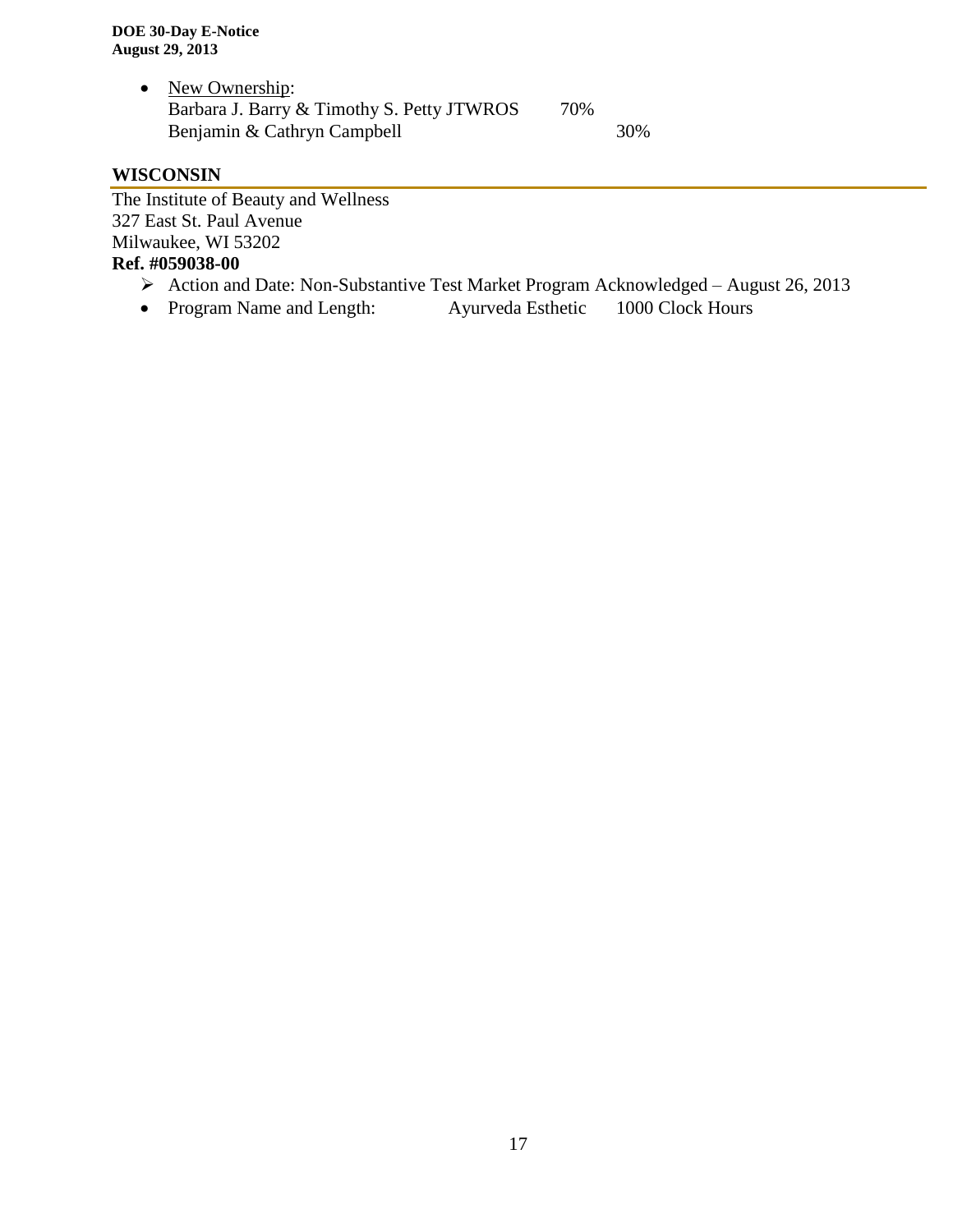- <u>New Ownership</u>:
  Barbara J. Barry & Timothy S. Petty JTWROS 70%
  Benjamin & Cathryn Campbell 30%

## WISCONSIN

The Institute of Beauty and Wellness
327 East St. Paul Avenue
Milwaukee, WI 53202
**Ref. #059038-00**

- ➢ Action and Date: Non-Substantive Test Market Program Acknowledged – August 26, 2013
- Program Name and Length: Ayurveda Esthetic 1000 Clock Hours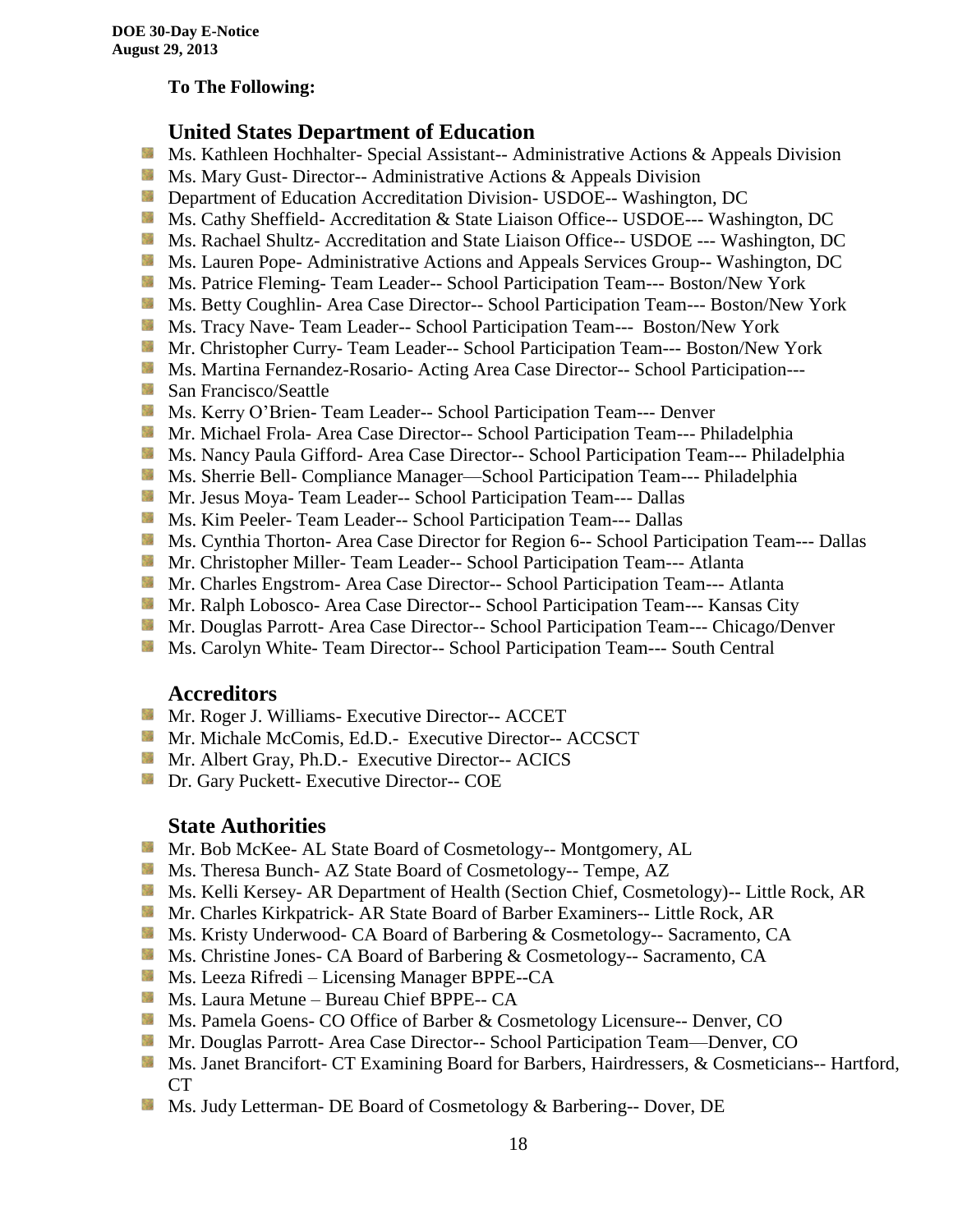**To The Following:**

## United States Department of Education

- Ms. Kathleen Hochhalter- Special Assistant-- Administrative Actions & Appeals Division
- Ms. Mary Gust- Director-- Administrative Actions & Appeals Division
- Department of Education Accreditation Division- USDOE-- Washington, DC
- Ms. Cathy Sheffield- Accreditation & State Liaison Office-- USDOE--- Washington, DC
- Ms. Rachael Shultz- Accreditation and State Liaison Office-- USDOE --- Washington, DC
- Ms. Lauren Pope- Administrative Actions and Appeals Services Group-- Washington, DC
- Ms. Patrice Fleming- Team Leader-- School Participation Team--- Boston/New York
- Ms. Betty Coughlin- Area Case Director-- School Participation Team--- Boston/New York
- Ms. Tracy Nave- Team Leader-- School Participation Team--- Boston/New York
- Mr. Christopher Curry- Team Leader-- School Participation Team--- Boston/New York
- Ms. Martina Fernandez-Rosario- Acting Area Case Director-- School Participation---
- San Francisco/Seattle
- Ms. Kerry O'Brien- Team Leader-- School Participation Team--- Denver
- Mr. Michael Frola- Area Case Director-- School Participation Team--- Philadelphia
- Ms. Nancy Paula Gifford- Area Case Director-- School Participation Team--- Philadelphia
- Ms. Sherrie Bell- Compliance Manager—School Participation Team--- Philadelphia
- Mr. Jesus Moya- Team Leader-- School Participation Team--- Dallas
- Ms. Kim Peeler- Team Leader-- School Participation Team--- Dallas
- Ms. Cynthia Thorton- Area Case Director for Region 6-- School Participation Team--- Dallas
- Mr. Christopher Miller- Team Leader-- School Participation Team--- Atlanta
- Mr. Charles Engstrom- Area Case Director-- School Participation Team--- Atlanta
- Mr. Ralph Lobosco- Area Case Director-- School Participation Team--- Kansas City
- Mr. Douglas Parrott- Area Case Director-- School Participation Team--- Chicago/Denver
- Ms. Carolyn White- Team Director-- School Participation Team--- South Central

## Accreditors

- Mr. Roger J. Williams- Executive Director-- ACCET
- Mr. Michale McComis, Ed.D.- Executive Director-- ACCSCT
- Mr. Albert Gray, Ph.D.- Executive Director-- ACICS
- Dr. Gary Puckett- Executive Director-- COE

## State Authorities

- Mr. Bob McKee- AL State Board of Cosmetology-- Montgomery, AL
- Ms. Theresa Bunch- AZ State Board of Cosmetology-- Tempe, AZ
- Ms. Kelli Kersey- AR Department of Health (Section Chief, Cosmetology)-- Little Rock, AR
- Mr. Charles Kirkpatrick- AR State Board of Barber Examiners-- Little Rock, AR
- Ms. Kristy Underwood- CA Board of Barbering & Cosmetology-- Sacramento, CA
- Ms. Christine Jones- CA Board of Barbering & Cosmetology-- Sacramento, CA
- Ms. Leeza Rifredi – Licensing Manager BPPE--CA
- Ms. Laura Metune – Bureau Chief BPPE-- CA
- Ms. Pamela Goens- CO Office of Barber & Cosmetology Licensure-- Denver, CO
- Mr. Douglas Parrott- Area Case Director-- School Participation Team—Denver, CO
- Ms. Janet Brancifort- CT Examining Board for Barbers, Hairdressers, & Cosmeticians-- Hartford, CT
- Ms. Judy Letterman- DE Board of Cosmetology & Barbering-- Dover, DE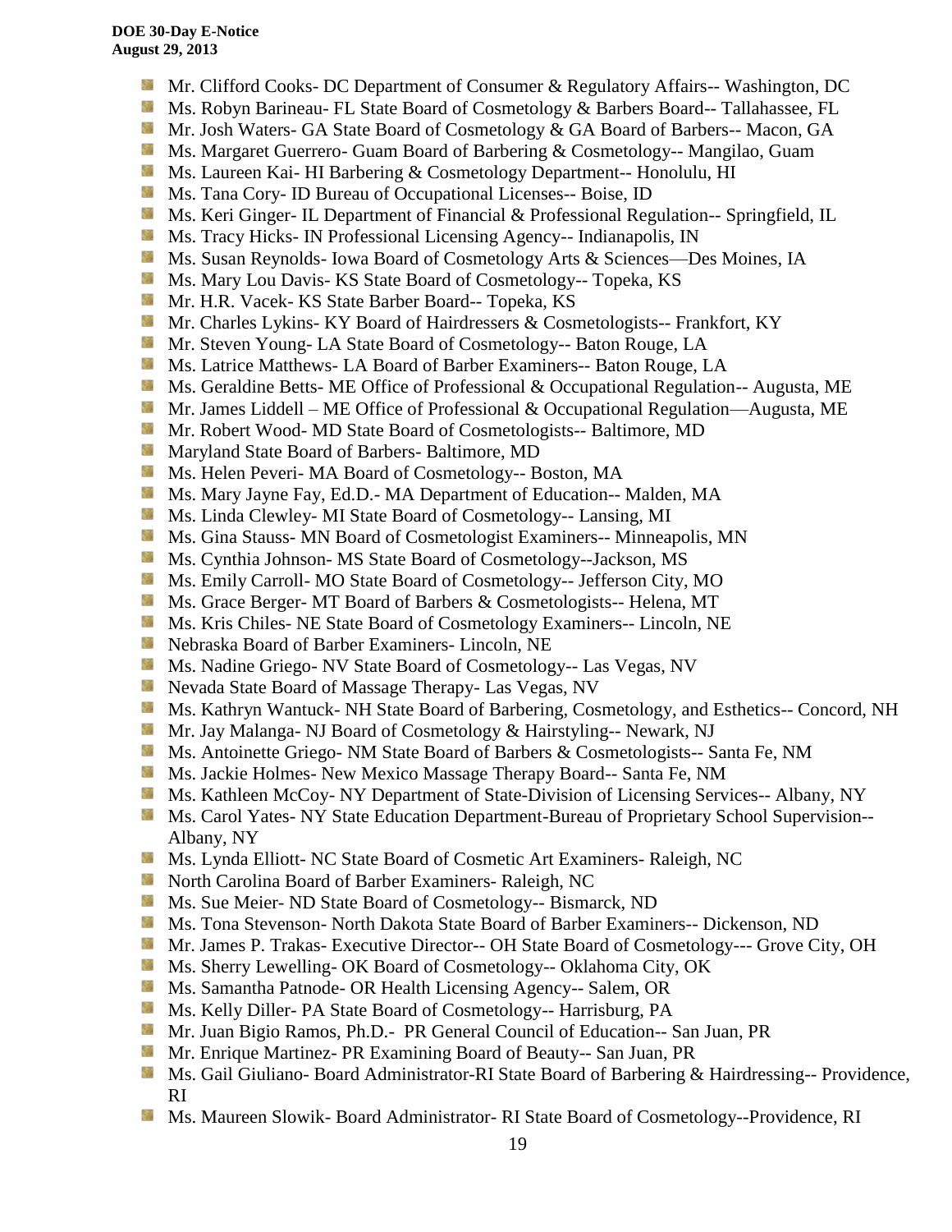- Mr. Clifford Cooks- DC Department of Consumer & Regulatory Affairs-- Washington, DC
- Ms. Robyn Barineau- FL State Board of Cosmetology & Barbers Board-- Tallahassee, FL
- Mr. Josh Waters- GA State Board of Cosmetology & GA Board of Barbers-- Macon, GA
- Ms. Margaret Guerrero- Guam Board of Barbering & Cosmetology-- Mangilao, Guam
- Ms. Laureen Kai- HI Barbering & Cosmetology Department-- Honolulu, HI
- Ms. Tana Cory- ID Bureau of Occupational Licenses-- Boise, ID
- Ms. Keri Ginger- IL Department of Financial & Professional Regulation-- Springfield, IL
- Ms. Tracy Hicks- IN Professional Licensing Agency-- Indianapolis, IN
- Ms. Susan Reynolds- Iowa Board of Cosmetology Arts & Sciences—Des Moines, IA
- Ms. Mary Lou Davis- KS State Board of Cosmetology-- Topeka, KS
- Mr. H.R. Vacek- KS State Barber Board-- Topeka, KS
- Mr. Charles Lykins- KY Board of Hairdressers & Cosmetologists-- Frankfort, KY
- Mr. Steven Young- LA State Board of Cosmetology-- Baton Rouge, LA
- Ms. Latrice Matthews- LA Board of Barber Examiners-- Baton Rouge, LA
- Ms. Geraldine Betts- ME Office of Professional & Occupational Regulation-- Augusta, ME
- Mr. James Liddell – ME Office of Professional & Occupational Regulation—Augusta, ME
- Mr. Robert Wood- MD State Board of Cosmetologists-- Baltimore, MD
- Maryland State Board of Barbers- Baltimore, MD
- Ms. Helen Peveri- MA Board of Cosmetology-- Boston, MA
- Ms. Mary Jayne Fay, Ed.D.- MA Department of Education-- Malden, MA
- Ms. Linda Clewley- MI State Board of Cosmetology-- Lansing, MI
- Ms. Gina Stauss- MN Board of Cosmetologist Examiners-- Minneapolis, MN
- Ms. Cynthia Johnson- MS State Board of Cosmetology--Jackson, MS
- Ms. Emily Carroll- MO State Board of Cosmetology-- Jefferson City, MO
- Ms. Grace Berger- MT Board of Barbers & Cosmetologists-- Helena, MT
- Ms. Kris Chiles- NE State Board of Cosmetology Examiners-- Lincoln, NE
- Nebraska Board of Barber Examiners- Lincoln, NE
- Ms. Nadine Griego- NV State Board of Cosmetology-- Las Vegas, NV
- Nevada State Board of Massage Therapy- Las Vegas, NV
- Ms. Kathryn Wantuck- NH State Board of Barbering, Cosmetology, and Esthetics-- Concord, NH
- Mr. Jay Malanga- NJ Board of Cosmetology & Hairstyling-- Newark, NJ
- Ms. Antoinette Griego- NM State Board of Barbers & Cosmetologists-- Santa Fe, NM
- Ms. Jackie Holmes- New Mexico Massage Therapy Board-- Santa Fe, NM
- Ms. Kathleen McCoy- NY Department of State-Division of Licensing Services-- Albany, NY
- Ms. Carol Yates- NY State Education Department-Bureau of Proprietary School Supervision-- Albany, NY
- Ms. Lynda Elliott- NC State Board of Cosmetic Art Examiners- Raleigh, NC
- North Carolina Board of Barber Examiners- Raleigh, NC
- Ms. Sue Meier- ND State Board of Cosmetology-- Bismarck, ND
- Ms. Tona Stevenson- North Dakota State Board of Barber Examiners-- Dickenson, ND
- Mr. James P. Trakas- Executive Director-- OH State Board of Cosmetology--- Grove City, OH
- Ms. Sherry Lewelling- OK Board of Cosmetology-- Oklahoma City, OK
- Ms. Samantha Patnode- OR Health Licensing Agency-- Salem, OR
- Ms. Kelly Diller- PA State Board of Cosmetology-- Harrisburg, PA
- Mr. Juan Bigio Ramos, Ph.D.- PR General Council of Education-- San Juan, PR
- Mr. Enrique Martinez- PR Examining Board of Beauty-- San Juan, PR
- Ms. Gail Giuliano- Board Administrator-RI State Board of Barbering & Hairdressing-- Providence, RI
- Ms. Maureen Slowik- Board Administrator- RI State Board of Cosmetology--Providence, RI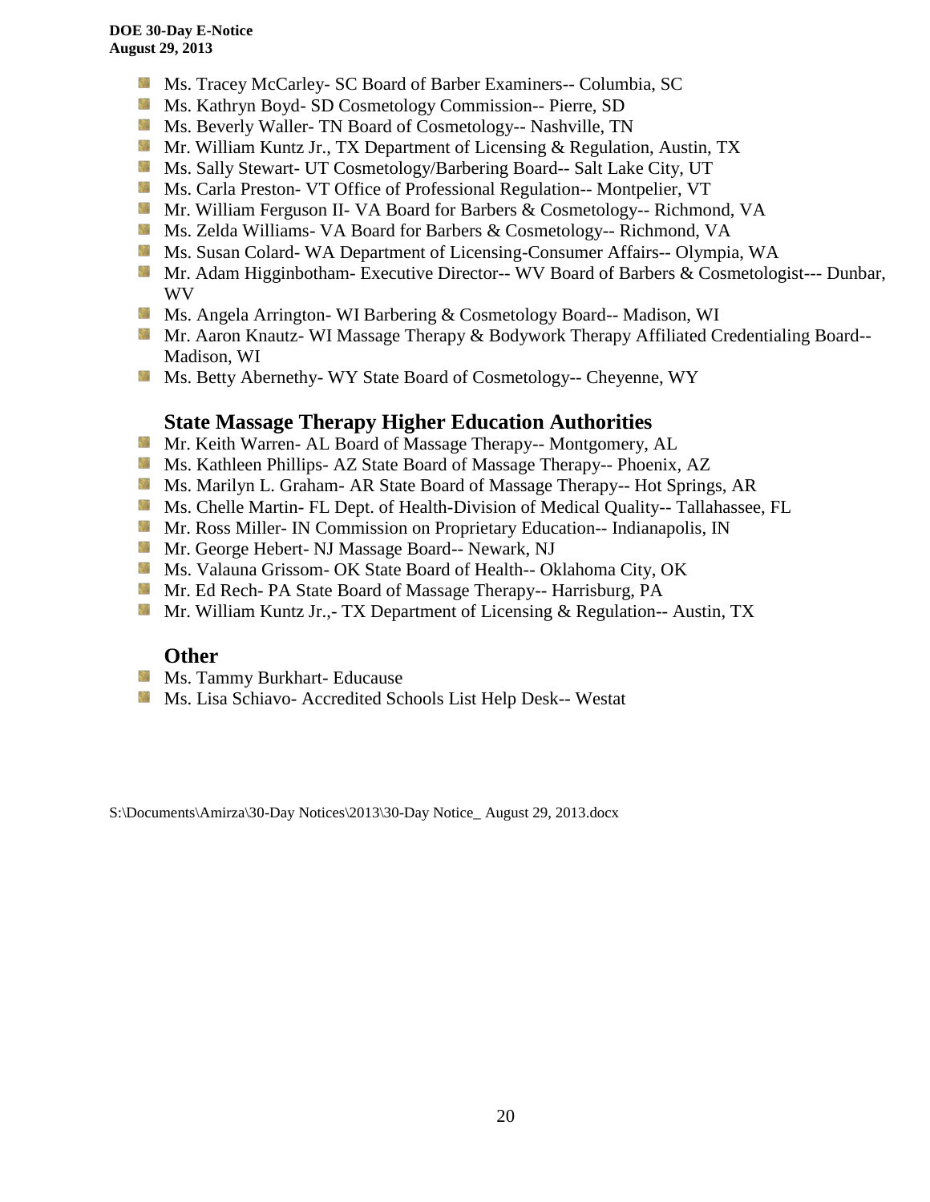- Ms. Tracey McCarley- SC Board of Barber Examiners-- Columbia, SC
- Ms. Kathryn Boyd- SD Cosmetology Commission-- Pierre, SD
- Ms. Beverly Waller- TN Board of Cosmetology-- Nashville, TN
- Mr. William Kuntz Jr., TX Department of Licensing & Regulation, Austin, TX
- Ms. Sally Stewart- UT Cosmetology/Barbering Board-- Salt Lake City, UT
- Ms. Carla Preston- VT Office of Professional Regulation-- Montpelier, VT
- Mr. William Ferguson II- VA Board for Barbers & Cosmetology-- Richmond, VA
- Ms. Zelda Williams- VA Board for Barbers & Cosmetology-- Richmond, VA
- Ms. Susan Colard- WA Department of Licensing-Consumer Affairs-- Olympia, WA
- Mr. Adam Higginbotham- Executive Director-- WV Board of Barbers & Cosmetologist--- Dunbar, WV
- Ms. Angela Arrington- WI Barbering & Cosmetology Board-- Madison, WI
- Mr. Aaron Knautz- WI Massage Therapy & Bodywork Therapy Affiliated Credentialing Board-- Madison, WI
- Ms. Betty Abernethy- WY State Board of Cosmetology-- Cheyenne, WY

## State Massage Therapy Higher Education Authorities

- Mr. Keith Warren- AL Board of Massage Therapy-- Montgomery, AL
- Ms. Kathleen Phillips- AZ State Board of Massage Therapy-- Phoenix, AZ
- Ms. Marilyn L. Graham- AR State Board of Massage Therapy-- Hot Springs, AR
- Ms. Chelle Martin- FL Dept. of Health-Division of Medical Quality-- Tallahassee, FL
- Mr. Ross Miller- IN Commission on Proprietary Education-- Indianapolis, IN
- Mr. George Hebert- NJ Massage Board-- Newark, NJ
- Ms. Valauna Grissom- OK State Board of Health-- Oklahoma City, OK
- Mr. Ed Rech- PA State Board of Massage Therapy-- Harrisburg, PA
- Mr. William Kuntz Jr.,- TX Department of Licensing & Regulation-- Austin, TX

## Other

- Ms. Tammy Burkhart- Educause
- Ms. Lisa Schiavo- Accredited Schools List Help Desk-- Westat

S:\Documents\Amirza\30-Day Notices\2013\30-Day Notice_ August 29, 2013.docx